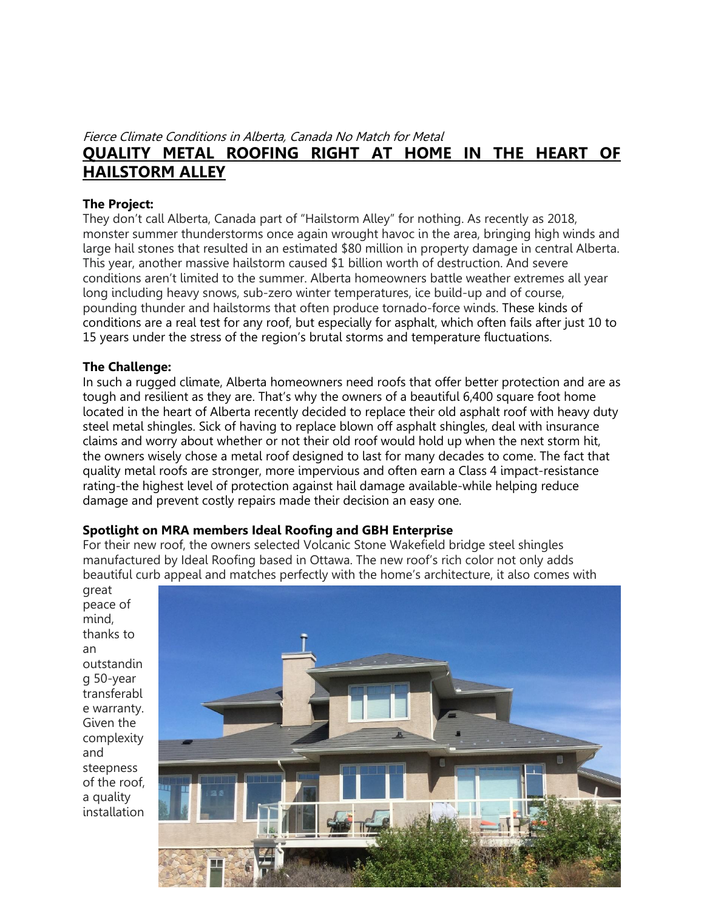*Fierce Climate Conditions in Alberta, Canada No Match for Metal*

# QUALITY METAL ROOFING RIGHT AT HOME IN THE HEART OF HAILSTORM ALLEY

**The Project:**

They don't call Alberta, Canada part of "Hailstorm Alley" for nothing. As recently as 2018, monster summer thunderstorms once again wrought havoc in the area, bringing high winds and large hail stones that resulted in an estimated $80 million in property damage in central Alberta. This year, another massive hailstorm caused $1 billion worth of destruction. And severe conditions aren't limited to the summer. Alberta homeowners battle weather extremes all year long including heavy snows, sub-zero winter temperatures, ice build-up and of course, pounding thunder and hailstorms that often produce tornado-force winds. These kinds of conditions are a real test for any roof, but especially for asphalt, which often fails after just 10 to 15 years under the stress of the region's brutal storms and temperature fluctuations.

**The Challenge:**

In such a rugged climate, Alberta homeowners need roofs that offer better protection and are as tough and resilient as they are. That's why the owners of a beautiful 6,400 square foot home located in the heart of Alberta recently decided to replace their old asphalt roof with heavy duty steel metal shingles. Sick of having to replace blown off asphalt shingles, deal with insurance claims and worry about whether or not their old roof would hold up when the next storm hit, the owners wisely chose a metal roof designed to last for many decades to come. The fact that quality metal roofs are stronger, more impervious and often earn a Class 4 impact-resistance rating-the highest level of protection against hail damage available-while helping reduce damage and prevent costly repairs made their decision an easy one.

**Spotlight on MRA members Ideal Roofing and GBH Enterprise**

For their new roof, the owners selected Volcanic Stone Wakefield bridge steel shingles manufactured by Ideal Roofing based in Ottawa. The new roof's rich color not only adds beautiful curb appeal and matches perfectly with the home's architecture, it also comes with great peace of mind, thanks to an outstanding 50-year transferable warranty. Given the complexity and steepness of the roof, a quality installation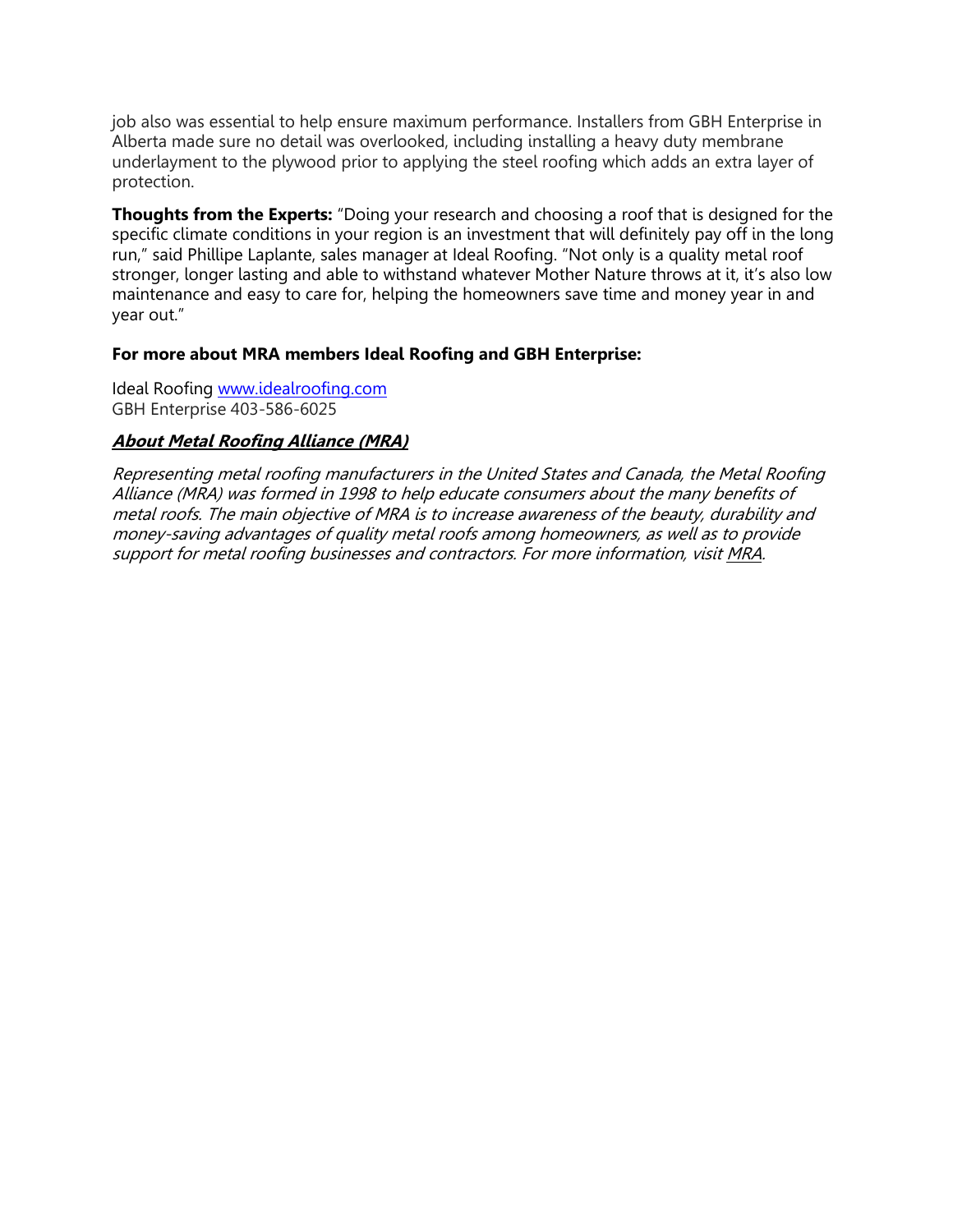job also was essential to help ensure maximum performance. Installers from GBH Enterprise in Alberta made sure no detail was overlooked, including installing a heavy duty membrane underlayment to the plywood prior to applying the steel roofing which adds an extra layer of protection.

**Thoughts from the Experts:** "Doing your research and choosing a roof that is designed for the specific climate conditions in your region is an investment that will definitely pay off in the long run," said Phillipe Laplante, sales manager at Ideal Roofing. "Not only is a quality metal roof stronger, longer lasting and able to withstand whatever Mother Nature throws at it, it's also low maintenance and easy to care for, helping the homeowners save time and money year in and year out."

**For more about MRA members Ideal Roofing and GBH Enterprise:**

Ideal Roofing [www.idealroofing.com](http://www.idealroofing.com)
GBH Enterprise 403-586-6025

### ***About Metal Roofing Alliance (MRA)***

*Representing metal roofing manufacturers in the United States and Canada, the Metal Roofing Alliance (MRA) was formed in 1998 to help educate consumers about the many benefits of metal roofs. The main objective of MRA is to increase awareness of the beauty, durability and money-saving advantages of quality metal roofs among homeowners, as well as to provide support for metal roofing businesses and contractors. For more information, visit MRA.*